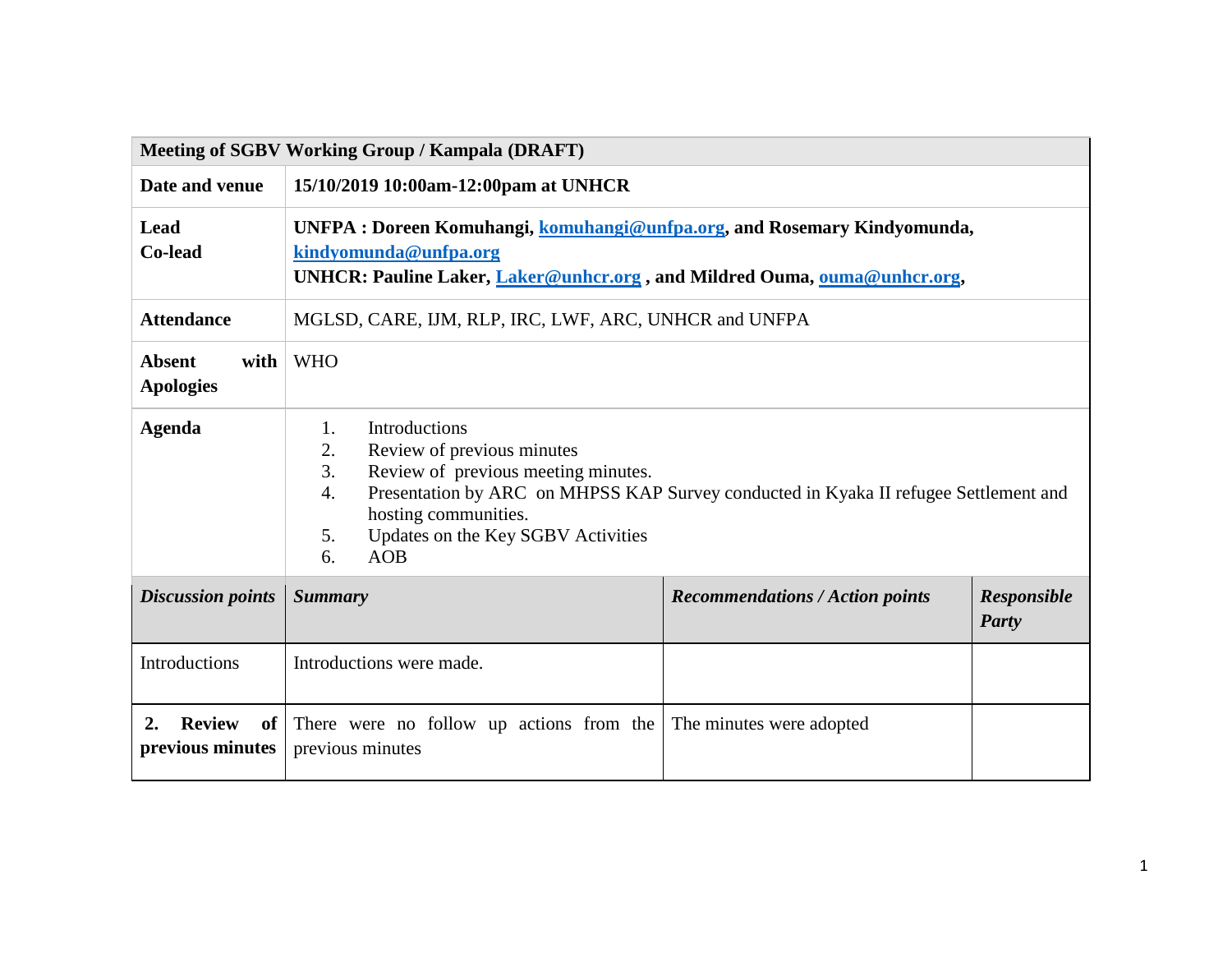| Meeting of SGBV Working Group / Kampala (DRAFT) | | | |
|---|---|---|---|
| **Date and venue** | **15/10/2019 10:00am-12:00pm at UNHCR** | | |
| **Lead**<br>**Co-lead** | **UNFPA : Doreen Komuhangi, komuhangi@unfpa.org, and Rosemary Kindyomunda, kindyomunda@unfpa.org**<br>**UNHCR: Pauline Laker, Laker@unhcr.org , and Mildred Ouma, ouma@unhcr.org,** | | |
| **Attendance** | MGLSD, CARE, IJM, RLP, IRC, LWF, ARC, UNHCR and UNFPA | | |
| **Absent with Apologies** | WHO | | |
| **Agenda** | 1. Introductions<br>2. Review of previous minutes<br>3. Review of previous meeting minutes.<br>4. Presentation by ARC on MHPSS KAP Survey conducted in Kyaka II refugee Settlement and hosting communities.<br>5. Updates on the Key SGBV Activities<br>6. AOB | | |
| ***Discussion points*** | ***Summary*** | ***Recommendations / Action points*** | ***Responsible Party*** |
| Introductions | Introductions were made. | | |
| **2. Review of previous minutes** | There were no follow up actions from the previous minutes | The minutes were adopted | |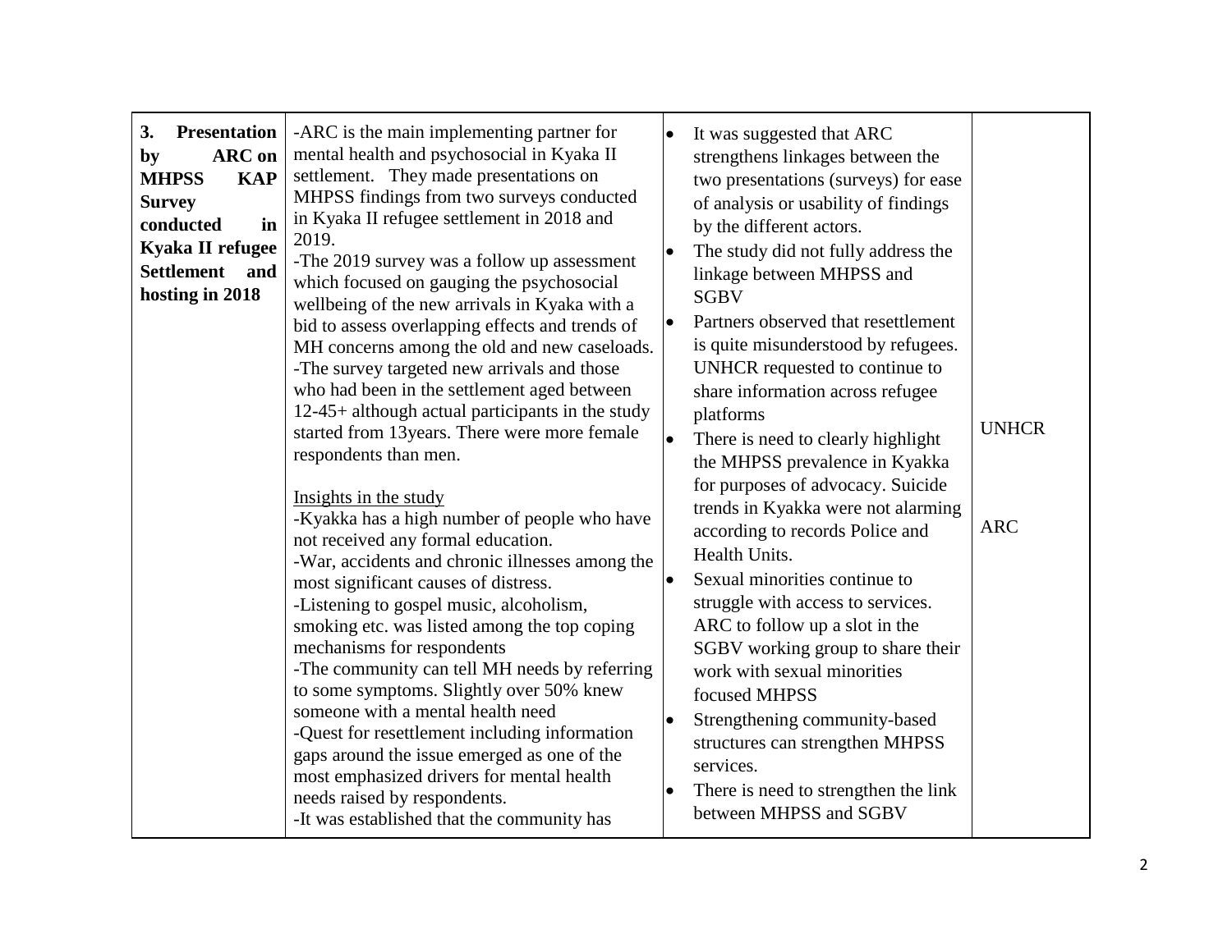| | | | |
|---|---|---|---|
| **3. Presentation by ARC on MHPSS KAP Survey conducted in Kyaka II refugee Settlement and hosting in 2018** | -ARC is the main implementing partner for mental health and psychosocial in Kyaka II settlement. They made presentations on MHPSS findings from two surveys conducted in Kyaka II refugee settlement in 2018 and 2019.<br>-The 2019 survey was a follow up assessment which focused on gauging the psychosocial wellbeing of the new arrivals in Kyaka with a bid to assess overlapping effects and trends of MH concerns among the old and new caseloads.<br>-The survey targeted new arrivals and those who had been in the settlement aged between 12-45+ although actual participants in the study started from 13years. There were more female respondents than men.<br><br><u>Insights in the study</u><br>-Kyakka has a high number of people who have not received any formal education.<br>-War, accidents and chronic illnesses among the most significant causes of distress.<br>-Listening to gospel music, alcoholism, smoking etc. was listed among the top coping mechanisms for respondents<br>-The community can tell MH needs by referring to some symptoms. Slightly over 50% knew someone with a mental health need<br>-Quest for resettlement including information gaps around the issue emerged as one of the most emphasized drivers for mental health needs raised by respondents.<br>-It was established that the community has | • It was suggested that ARC strengthens linkages between the two presentations (surveys) for ease of analysis or usability of findings by the different actors.<br>• The study did not fully address the linkage between MHPSS and SGBV<br>• Partners observed that resettlement is quite misunderstood by refugees. UNHCR requested to continue to share information across refugee platforms<br>• There is need to clearly highlight the MHPSS prevalence in Kyakka for purposes of advocacy. Suicide trends in Kyakka were not alarming according to records Police and Health Units.<br>• Sexual minorities continue to struggle with access to services. ARC to follow up a slot in the SGBV working group to share their work with sexual minorities focused MHPSS<br>• Strengthening community-based structures can strengthen MHPSS services.<br>• There is need to strengthen the link between MHPSS and SGBV | UNHCR<br><br>ARC |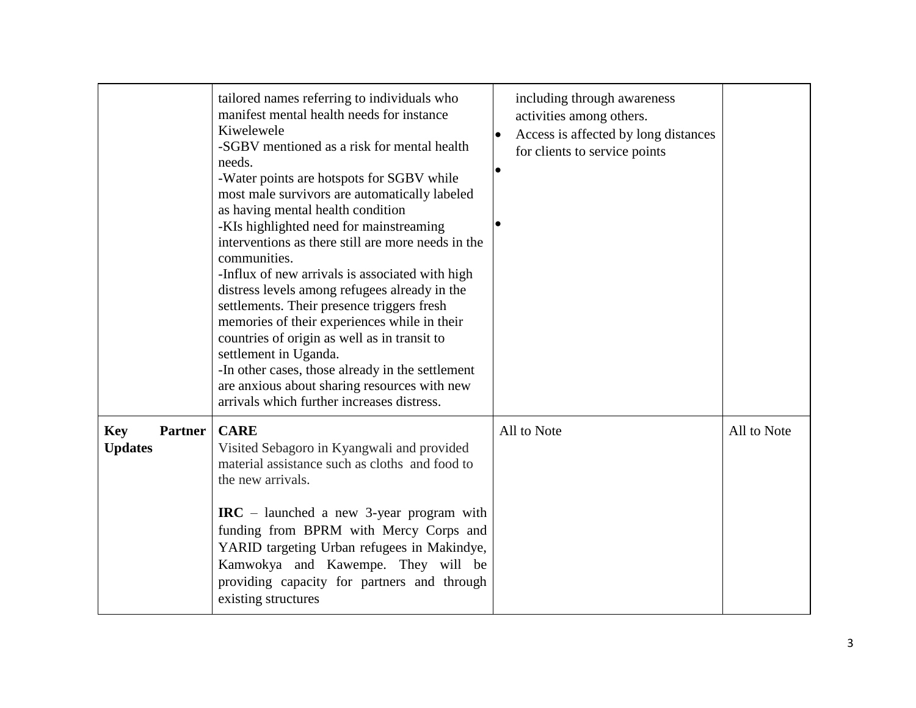| | | | |
|---|---|---|---|
| | tailored names referring to individuals who manifest mental health needs for instance Kiwelewele<br>-SGBV mentioned as a risk for mental health needs.<br>-Water points are hotspots for SGBV while most male survivors are automatically labeled as having mental health condition<br>-KIs highlighted need for mainstreaming interventions as there still are more needs in the communities.<br>-Influx of new arrivals is associated with high distress levels among refugees already in the settlements. Their presence triggers fresh memories of their experiences while in their countries of origin as well as in transit to settlement in Uganda.<br>-In other cases, those already in the settlement are anxious about sharing resources with new arrivals which further increases distress. | including through awareness activities among others.<br>• Access is affected by long distances for clients to service points<br>•<br>• | |
| **Key Partner Updates** | **CARE**<br>Visited Sebagoro in Kyangwali and provided material assistance such as cloths and food to the new arrivals.<br><br>**IRC** – launched a new 3-year program with funding from BPRM with Mercy Corps and YARID targeting Urban refugees in Makindye, Kamwokya and Kawempe. They will be providing capacity for partners and through existing structures | All to Note | All to Note |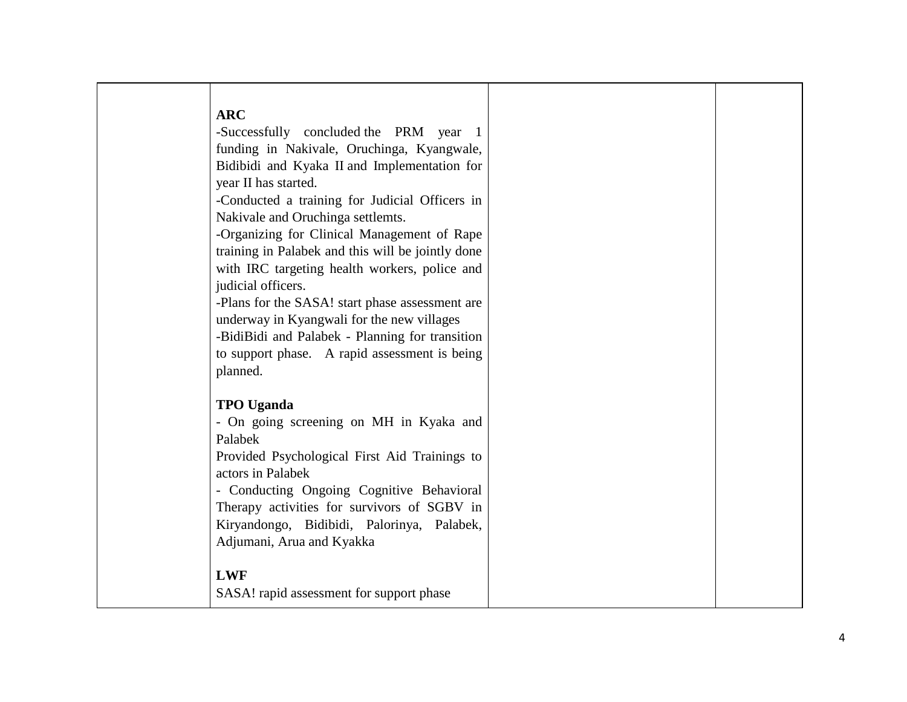|  | **ARC**<br>-Successfully concluded the PRM year 1 funding in Nakivale, Oruchinga, Kyangwale, Bidibidi and Kyaka II and Implementation for year II has started.<br>-Conducted a training for Judicial Officers in Nakivale and Oruchinga settlemts.<br>-Organizing for Clinical Management of Rape training in Palabek and this will be jointly done with IRC targeting health workers, police and judicial officers.<br>-Plans for the SASA! start phase assessment are underway in Kyangwali for the new villages<br>-BidiBidi and Palabek - Planning for transition to support phase. A rapid assessment is being planned.<br><br>**TPO Uganda**<br>- On going screening on MH in Kyaka and Palabek<br>Provided Psychological First Aid Trainings to actors in Palabek<br>- Conducting Ongoing Cognitive Behavioral Therapy activities for survivors of SGBV in Kiryandongo, Bidibidi, Palorinya, Palabek, Adjumani, Arua and Kyakka<br><br>**LWF**<br>SASA! rapid assessment for support phase | | |
|---|---|---|---|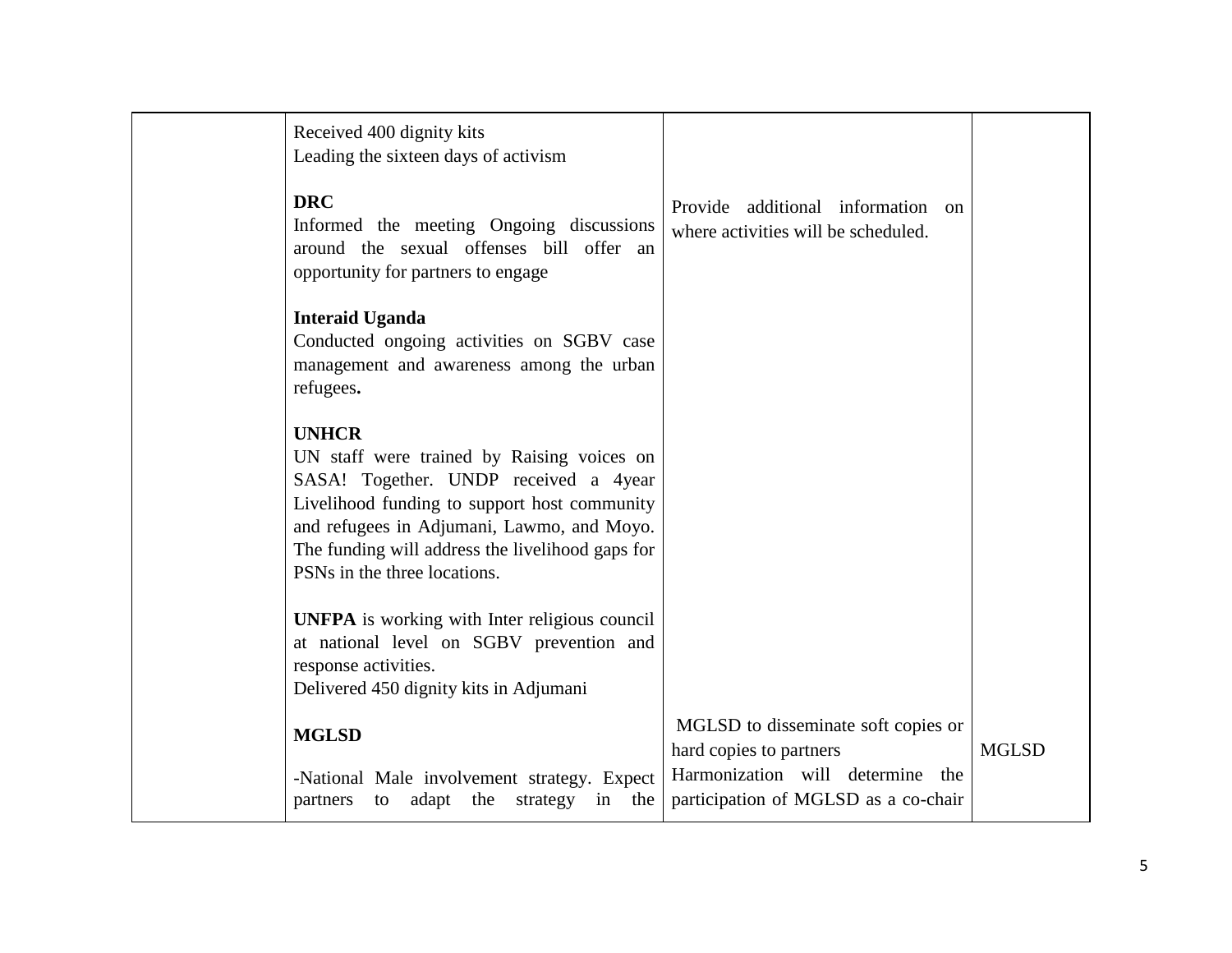| | | | |
|---|---|---|---|
| | Received 400 dignity kits<br>Leading the sixteen days of activism<br><br>**DRC**<br>Informed the meeting Ongoing discussions around the sexual offenses bill offer an opportunity for partners to engage<br><br>**Interaid Uganda**<br>Conducted ongoing activities on SGBV case management and awareness among the urban refugees**.**<br><br>**UNHCR**<br>UN staff were trained by Raising voices on SASA! Together. UNDP received a 4year Livelihood funding to support host community and refugees in Adjumani, Lawmo, and Moyo. The funding will address the livelihood gaps for PSNs in the three locations.<br><br>**UNFPA** is working with Inter religious council at national level on SGBV prevention and response activities.<br>Delivered 450 dignity kits in Adjumani | Provide additional information on where activities will be scheduled. | |
| | **MGLSD**<br><br>-National Male involvement strategy. Expect partners to adapt the strategy in the | MGLSD to disseminate soft copies or hard copies to partners<br>Harmonization will determine the participation of MGLSD as a co-chair | MGLSD |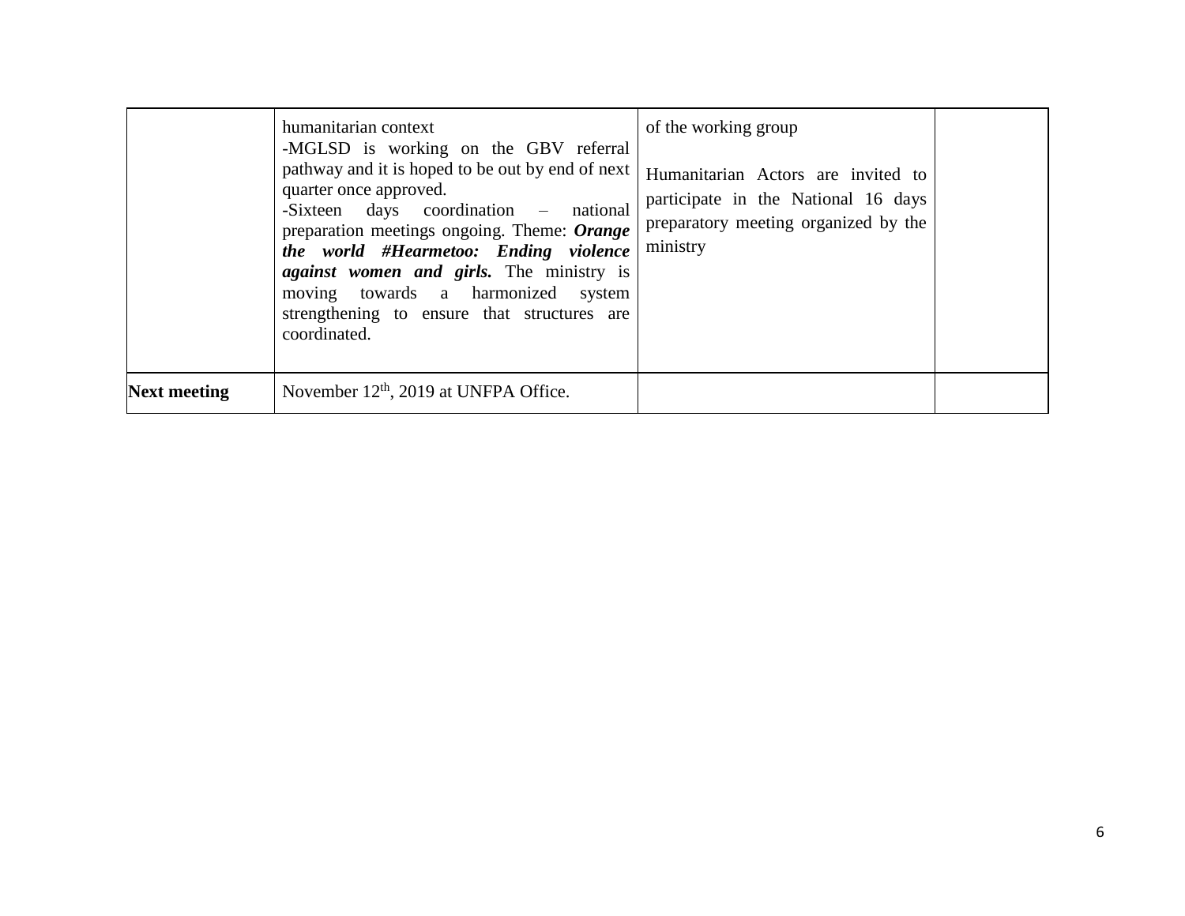| | | | |
|---|---|---|---|
| | humanitarian context<br>-MGLSD is working on the GBV referral pathway and it is hoped to be out by end of next quarter once approved.<br>-Sixteen days coordination – national preparation meetings ongoing. Theme: ***Orange the world #Hearmetoo: Ending violence against women and girls.*** The ministry is moving towards a harmonized system strengthening to ensure that structures are coordinated. | of the working group<br><br>Humanitarian Actors are invited to participate in the National 16 days preparatory meeting organized by the ministry | |
| **Next meeting** | November 12th, 2019 at UNFPA Office. | | |